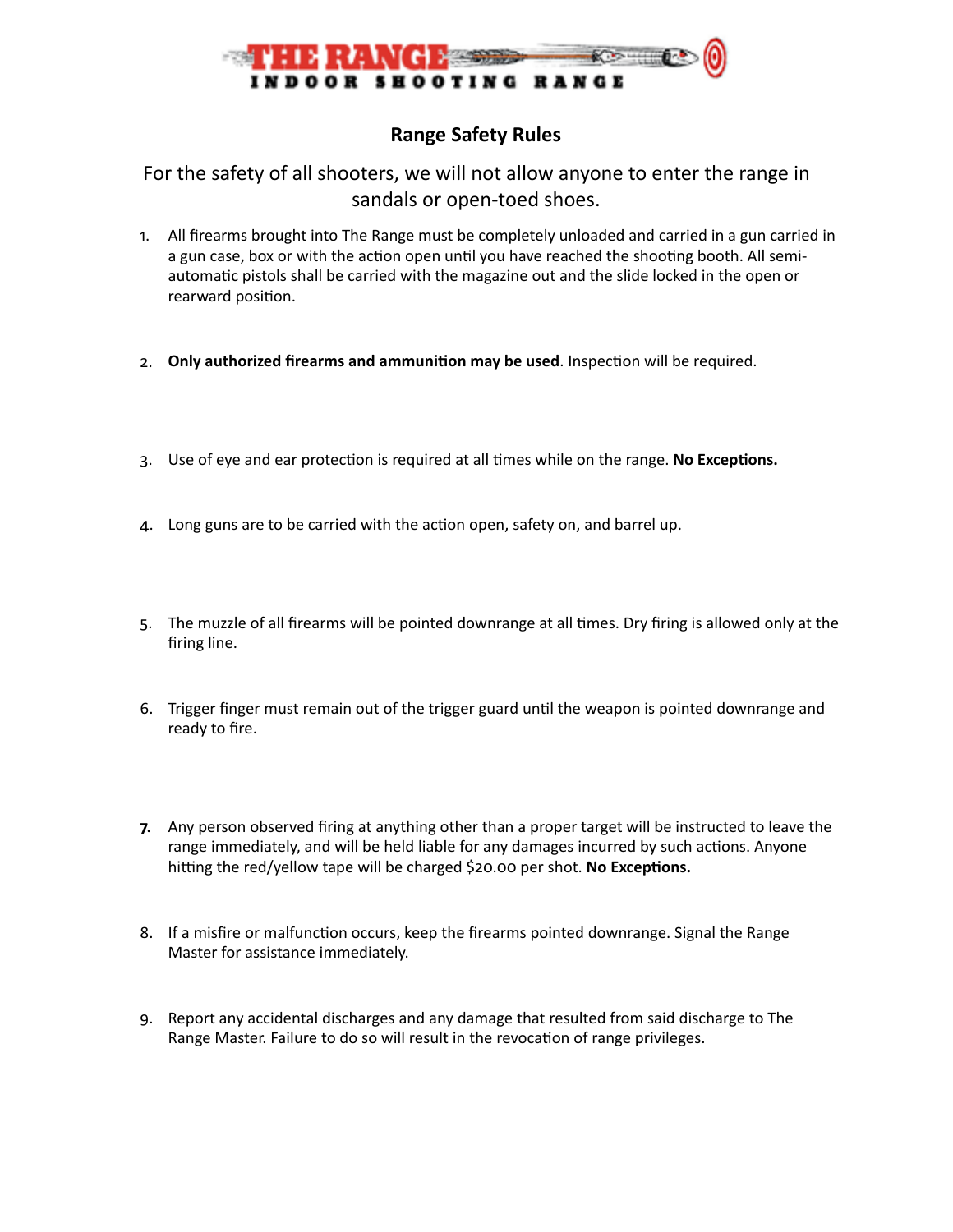# THE RANGE

INDOOR SHOOTING RANGE

## Range Safety Rules

For the safety of all shooters, we will not allow anyone to enter the range in sandals or open-toed shoes.

1. All firearms brought into The Range must be completely unloaded and carried in a gun carried in a gun case, box or with the action open until you have reached the shooting booth. All semi-automatic pistols shall be carried with the magazine out and the slide locked in the open or rearward position.

2. **Only authorized firearms and ammunition may be used**. Inspection will be required.

3. Use of eye and ear protection is required at all times while on the range. **No Exceptions.**

4. Long guns are to be carried with the action open, safety on, and barrel up.

5. The muzzle of all firearms will be pointed downrange at all times. Dry firing is allowed only at the firing line.

6. Trigger finger must remain out of the trigger guard until the weapon is pointed downrange and ready to fire.

7. Any person observed firing at anything other than a proper target will be instructed to leave the range immediately, and will be held liable for any damages incurred by such actions. Anyone hitting the red/yellow tape will be charged $20.00 per shot. **No Exceptions.**

8. If a misfire or malfunction occurs, keep the firearms pointed downrange. Signal the Range Master for assistance immediately.

9. Report any accidental discharges and any damage that resulted from said discharge to The Range Master. Failure to do so will result in the revocation of range privileges.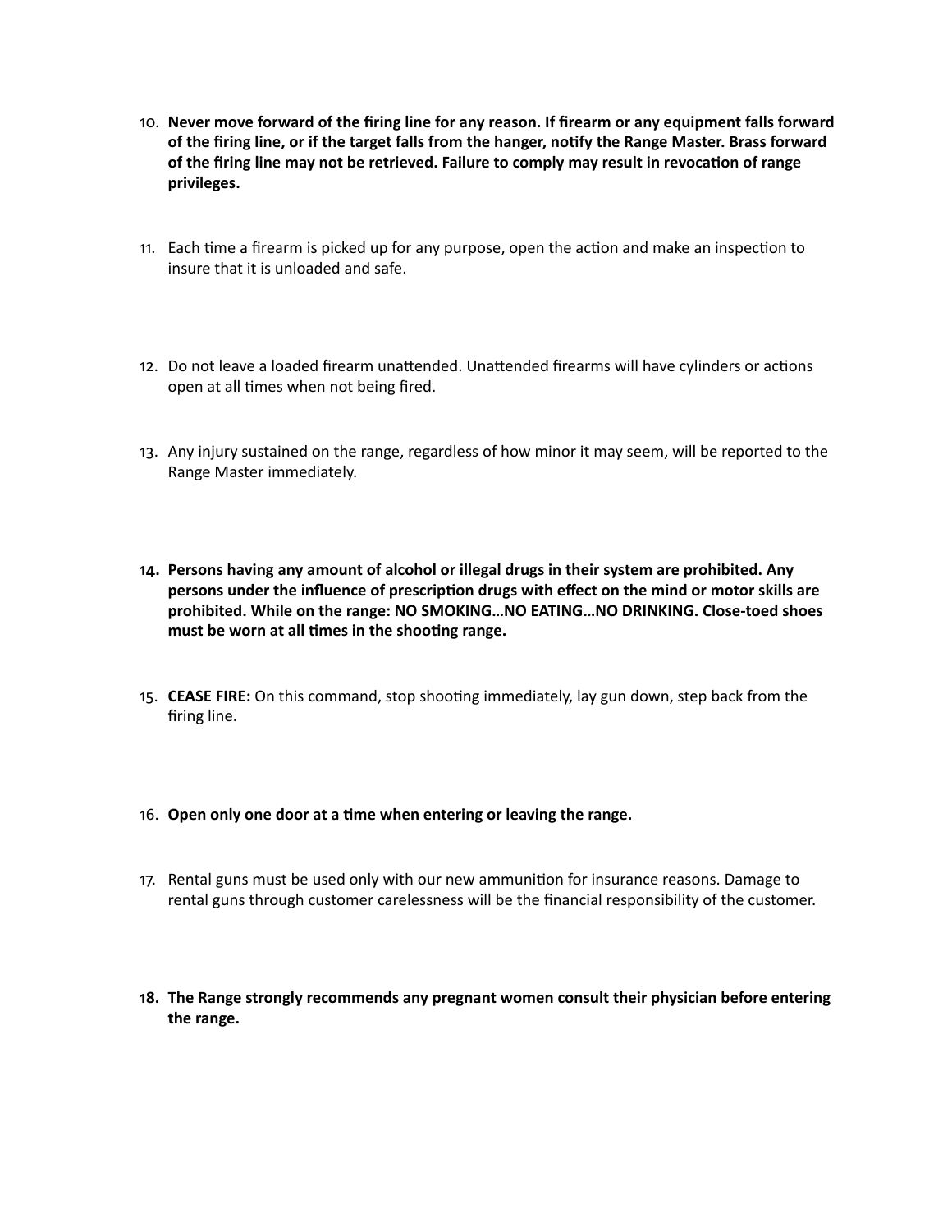10. **Never move forward of the firing line for any reason. If firearm or any equipment falls forward of the firing line, or if the target falls from the hanger, notify the Range Master. Brass forward of the firing line may not be retrieved. Failure to comply may result in revocation of range privileges.**

11. Each time a firearm is picked up for any purpose, open the action and make an inspection to insure that it is unloaded and safe.

12. Do not leave a loaded firearm unattended. Unattended firearms will have cylinders or actions open at all times when not being fired.

13. Any injury sustained on the range, regardless of how minor it may seem, will be reported to the Range Master immediately.

14. **Persons having any amount of alcohol or illegal drugs in their system are prohibited. Any persons under the influence of prescription drugs with effect on the mind or motor skills are prohibited. While on the range: NO SMOKING…NO EATING…NO DRINKING. Close-toed shoes must be worn at all times in the shooting range.**

15. **CEASE FIRE:** On this command, stop shooting immediately, lay gun down, step back from the firing line.

16. **Open only one door at a time when entering or leaving the range.**

17. Rental guns must be used only with our new ammunition for insurance reasons. Damage to rental guns through customer carelessness will be the financial responsibility of the customer.

18. **The Range strongly recommends any pregnant women consult their physician before entering the range.**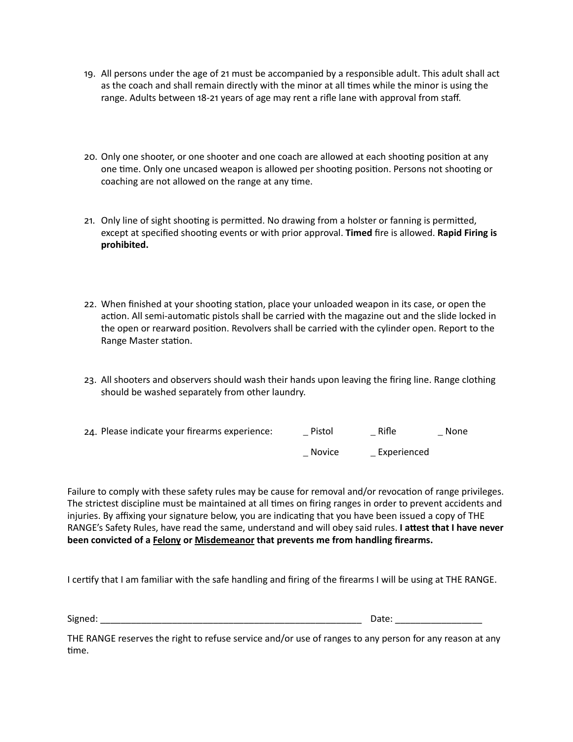19. All persons under the age of 21 must be accompanied by a responsible adult. This adult shall act as the coach and shall remain directly with the minor at all times while the minor is using the range. Adults between 18-21 years of age may rent a rifle lane with approval from staff.

20. Only one shooter, or one shooter and one coach are allowed at each shooting position at any one time. Only one uncased weapon is allowed per shooting position. Persons not shooting or coaching are not allowed on the range at any time.

21. Only line of sight shooting is permitted. No drawing from a holster or fanning is permitted, except at specified shooting events or with prior approval. **Timed** fire is allowed. **Rapid Firing is prohibited.**

22. When finished at your shooting station, place your unloaded weapon in its case, or open the action. All semi-automatic pistols shall be carried with the magazine out and the slide locked in the open or rearward position. Revolvers shall be carried with the cylinder open. Report to the Range Master station.

23. All shooters and observers should wash their hands upon leaving the firing line. Range clothing should be washed separately from other laundry.

24. Please indicate your firearms experience: _ Pistol _ Rifle _ None

    _ Novice _ Experienced

Failure to comply with these safety rules may be cause for removal and/or revocation of range privileges. The strictest discipline must be maintained at all times on firing ranges in order to prevent accidents and injuries. By affixing your signature below, you are indicating that you have been issued a copy of THE RANGE's Safety Rules, have read the same, understand and will obey said rules. **I attest that I have never been convicted of a <u>Felony</u> or <u>Misdemeanor</u> that prevents me from handling firearms.**

I certify that I am familiar with the safe handling and firing of the firearms I will be using at THE RANGE.

Signed: ______________________________________________________ Date: _________________

THE RANGE reserves the right to refuse service and/or use of ranges to any person for any reason at any time.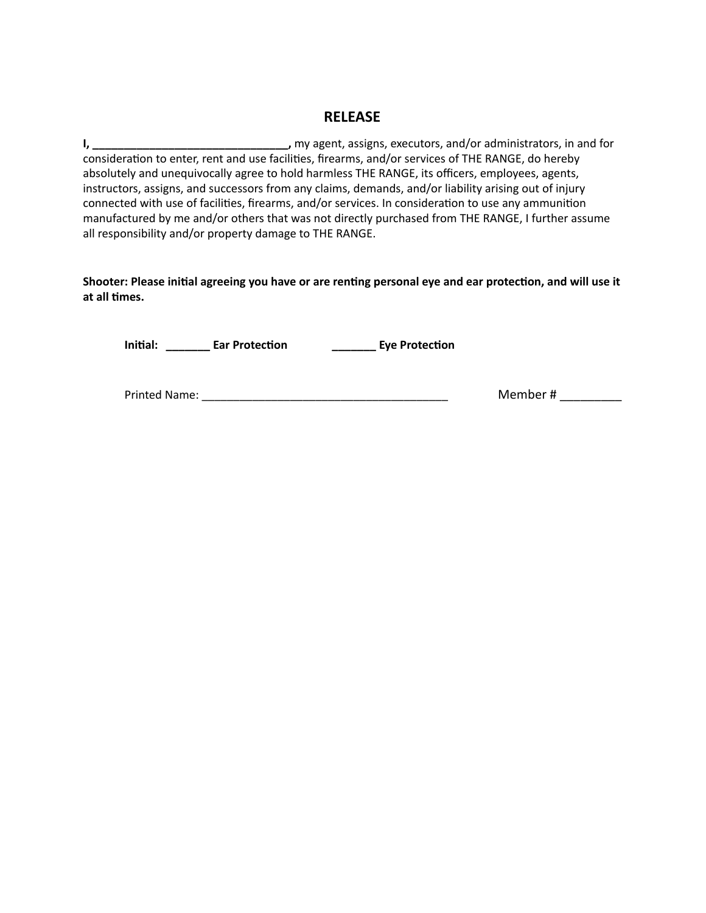## RELEASE

**I, ________________________________,** my agent, assigns, executors, and/or administrators, in and for consideration to enter, rent and use facilities, firearms, and/or services of THE RANGE, do hereby absolutely and unequivocally agree to hold harmless THE RANGE, its officers, employees, agents, instructors, assigns, and successors from any claims, demands, and/or liability arising out of injury connected with use of facilities, firearms, and/or services. In consideration to use any ammunition manufactured by me and/or others that was not directly purchased from THE RANGE, I further assume all responsibility and/or property damage to THE RANGE.

**Shooter: Please initial agreeing you have or are renting personal eye and ear protection, and will use it at all times.**

**Initial: _______ Ear Protection _______ Eye Protection**

Printed Name: ________________________________________ Member # _________